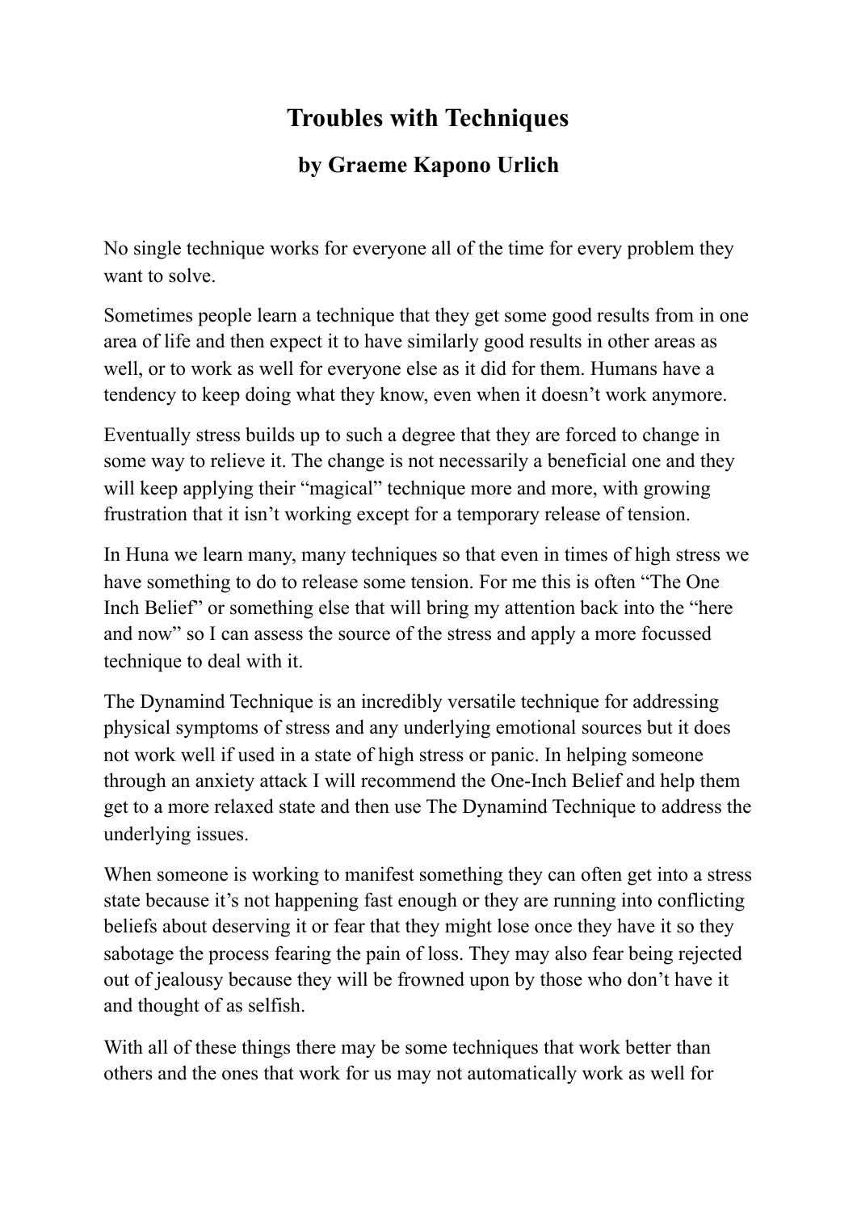# Troubles with Techniques

## by Graeme Kapono Urlich

No single technique works for everyone all of the time for every problem they want to solve.

Sometimes people learn a technique that they get some good results from in one area of life and then expect it to have similarly good results in other areas as well, or to work as well for everyone else as it did for them. Humans have a tendency to keep doing what they know, even when it doesn't work anymore.

Eventually stress builds up to such a degree that they are forced to change in some way to relieve it. The change is not necessarily a beneficial one and they will keep applying their "magical" technique more and more, with growing frustration that it isn't working except for a temporary release of tension.

In Huna we learn many, many techniques so that even in times of high stress we have something to do to release some tension. For me this is often "The One Inch Belief" or something else that will bring my attention back into the "here and now" so I can assess the source of the stress and apply a more focussed technique to deal with it.

The Dynamind Technique is an incredibly versatile technique for addressing physical symptoms of stress and any underlying emotional sources but it does not work well if used in a state of high stress or panic. In helping someone through an anxiety attack I will recommend the One-Inch Belief and help them get to a more relaxed state and then use The Dynamind Technique to address the underlying issues.

When someone is working to manifest something they can often get into a stress state because it's not happening fast enough or they are running into conflicting beliefs about deserving it or fear that they might lose once they have it so they sabotage the process fearing the pain of loss. They may also fear being rejected out of jealousy because they will be frowned upon by those who don't have it and thought of as selfish.

With all of these things there may be some techniques that work better than others and the ones that work for us may not automatically work as well for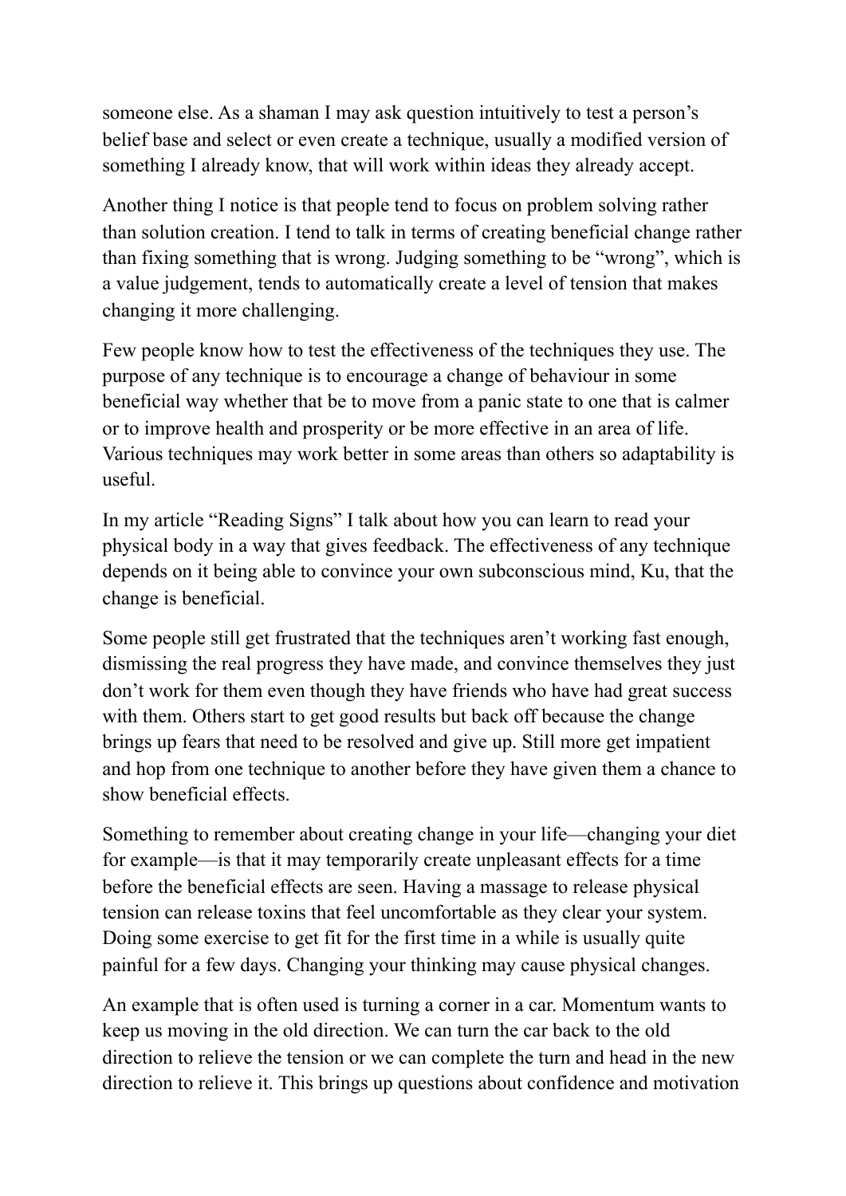someone else. As a shaman I may ask question intuitively to test a person's belief base and select or even create a technique, usually a modified version of something I already know, that will work within ideas they already accept.

Another thing I notice is that people tend to focus on problem solving rather than solution creation. I tend to talk in terms of creating beneficial change rather than fixing something that is wrong. Judging something to be "wrong", which is a value judgement, tends to automatically create a level of tension that makes changing it more challenging.

Few people know how to test the effectiveness of the techniques they use. The purpose of any technique is to encourage a change of behaviour in some beneficial way whether that be to move from a panic state to one that is calmer or to improve health and prosperity or be more effective in an area of life. Various techniques may work better in some areas than others so adaptability is useful.

In my article "Reading Signs" I talk about how you can learn to read your physical body in a way that gives feedback. The effectiveness of any technique depends on it being able to convince your own subconscious mind, Ku, that the change is beneficial.

Some people still get frustrated that the techniques aren't working fast enough, dismissing the real progress they have made, and convince themselves they just don't work for them even though they have friends who have had great success with them. Others start to get good results but back off because the change brings up fears that need to be resolved and give up. Still more get impatient and hop from one technique to another before they have given them a chance to show beneficial effects.

Something to remember about creating change in your life—changing your diet for example—is that it may temporarily create unpleasant effects for a time before the beneficial effects are seen. Having a massage to release physical tension can release toxins that feel uncomfortable as they clear your system. Doing some exercise to get fit for the first time in a while is usually quite painful for a few days. Changing your thinking may cause physical changes.

An example that is often used is turning a corner in a car. Momentum wants to keep us moving in the old direction. We can turn the car back to the old direction to relieve the tension or we can complete the turn and head in the new direction to relieve it. This brings up questions about confidence and motivation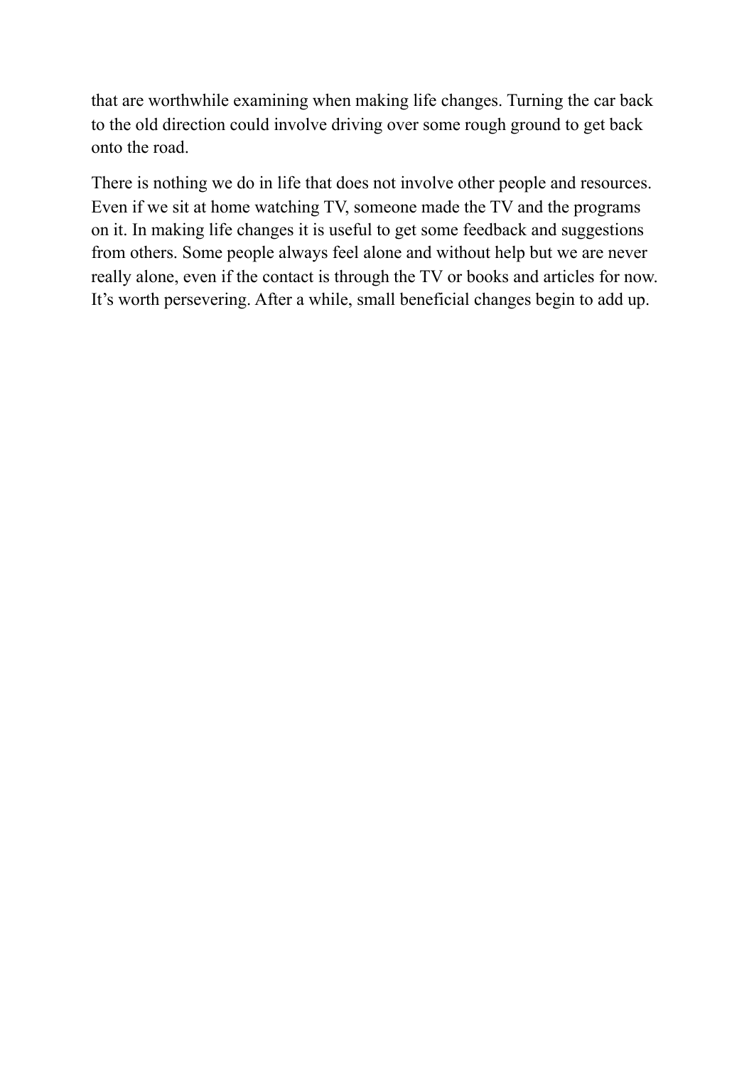that are worthwhile examining when making life changes. Turning the car back to the old direction could involve driving over some rough ground to get back onto the road.

There is nothing we do in life that does not involve other people and resources. Even if we sit at home watching TV, someone made the TV and the programs on it. In making life changes it is useful to get some feedback and suggestions from others. Some people always feel alone and without help but we are never really alone, even if the contact is through the TV or books and articles for now. It's worth persevering. After a while, small beneficial changes begin to add up.